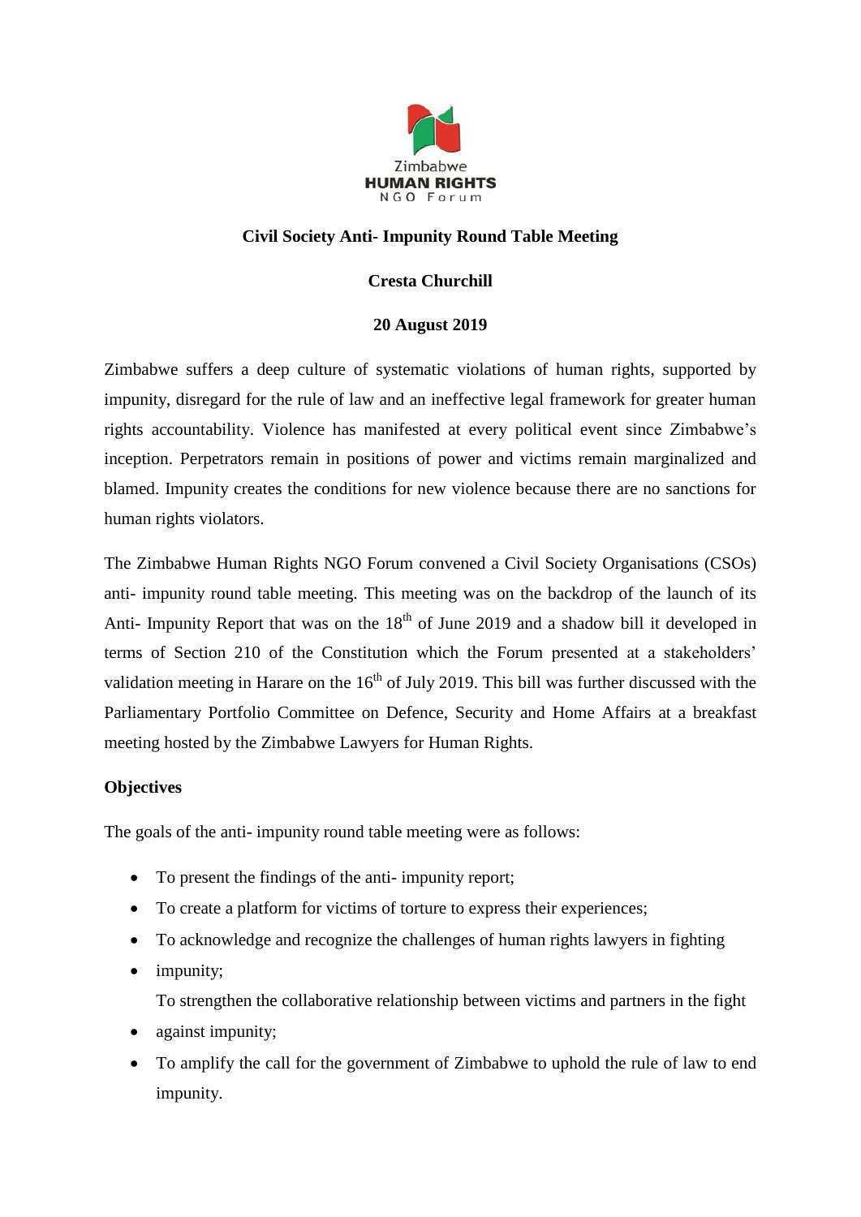Zimbabwe
**HUMAN RIGHTS**
NGO Forum

**Civil Society Anti- Impunity Round Table Meeting**

**Cresta Churchill**

**20 August 2019**

Zimbabwe suffers a deep culture of systematic violations of human rights, supported by impunity, disregard for the rule of law and an ineffective legal framework for greater human rights accountability. Violence has manifested at every political event since Zimbabwe's inception. Perpetrators remain in positions of power and victims remain marginalized and blamed. Impunity creates the conditions for new violence because there are no sanctions for human rights violators.

The Zimbabwe Human Rights NGO Forum convened a Civil Society Organisations (CSOs) anti- impunity round table meeting. This meeting was on the backdrop of the launch of its Anti- Impunity Report that was on the 18th of June 2019 and a shadow bill it developed in terms of Section 210 of the Constitution which the Forum presented at a stakeholders' validation meeting in Harare on the 16th of July 2019. This bill was further discussed with the Parliamentary Portfolio Committee on Defence, Security and Home Affairs at a breakfast meeting hosted by the Zimbabwe Lawyers for Human Rights.

**Objectives**

The goals of the anti- impunity round table meeting were as follows:

- To present the findings of the anti- impunity report;
- To create a platform for victims of torture to express their experiences;
- To acknowledge and recognize the challenges of human rights lawyers in fighting impunity;
- To strengthen the collaborative relationship between victims and partners in the fight against impunity;
- To amplify the call for the government of Zimbabwe to uphold the rule of law to end impunity.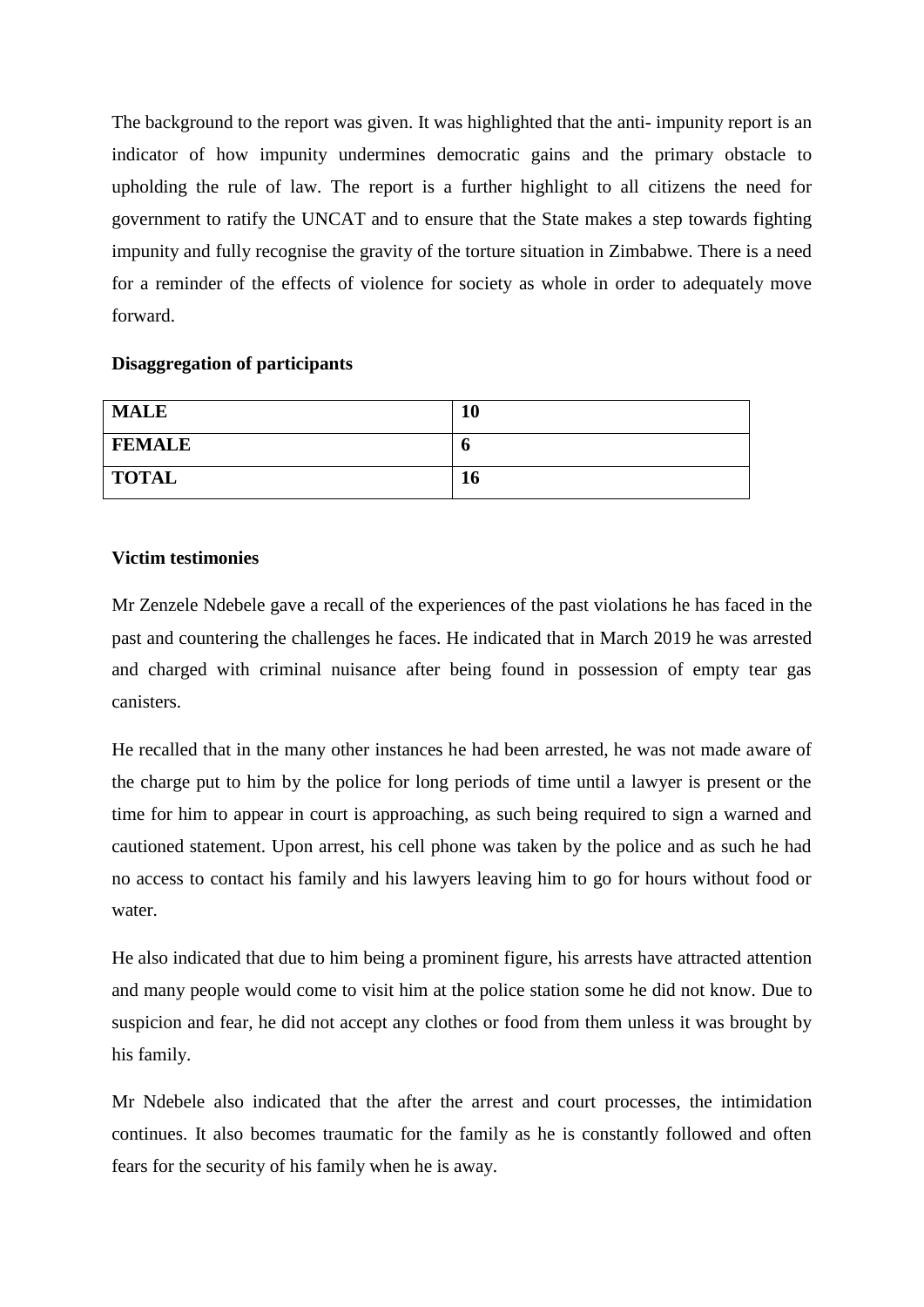The background to the report was given. It was highlighted that the anti- impunity report is an indicator of how impunity undermines democratic gains and the primary obstacle to upholding the rule of law. The report is a further highlight to all citizens the need for government to ratify the UNCAT and to ensure that the State makes a step towards fighting impunity and fully recognise the gravity of the torture situation in Zimbabwe. There is a need for a reminder of the effects of violence for society as whole in order to adequately move forward.

**Disaggregation of participants**

| **MALE** | **10** |
|---|---|
| **FEMALE** | **6** |
| **TOTAL** | **16** |

**Victim testimonies**

Mr Zenzele Ndebele gave a recall of the experiences of the past violations he has faced in the past and countering the challenges he faces. He indicated that in March 2019 he was arrested and charged with criminal nuisance after being found in possession of empty tear gas canisters.

He recalled that in the many other instances he had been arrested, he was not made aware of the charge put to him by the police for long periods of time until a lawyer is present or the time for him to appear in court is approaching, as such being required to sign a warned and cautioned statement. Upon arrest, his cell phone was taken by the police and as such he had no access to contact his family and his lawyers leaving him to go for hours without food or water.

He also indicated that due to him being a prominent figure, his arrests have attracted attention and many people would come to visit him at the police station some he did not know. Due to suspicion and fear, he did not accept any clothes or food from them unless it was brought by his family.

Mr Ndebele also indicated that the after the arrest and court processes, the intimidation continues. It also becomes traumatic for the family as he is constantly followed and often fears for the security of his family when he is away.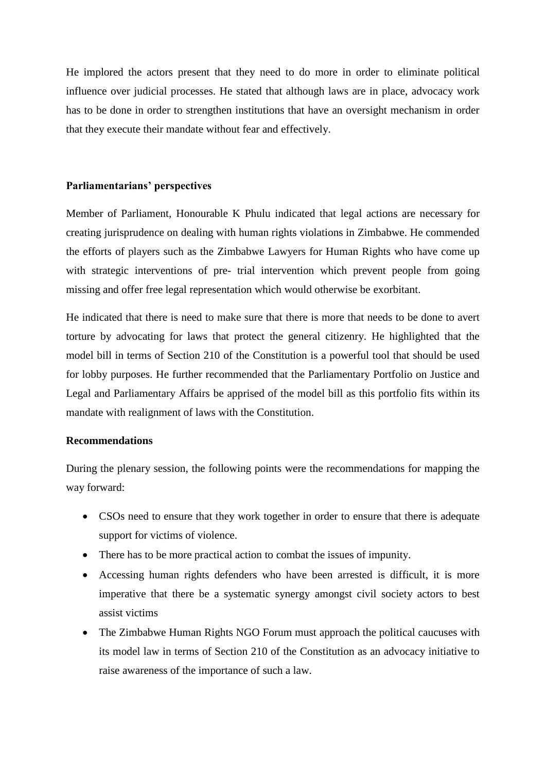He implored the actors present that they need to do more in order to eliminate political influence over judicial processes. He stated that although laws are in place, advocacy work has to be done in order to strengthen institutions that have an oversight mechanism in order that they execute their mandate without fear and effectively.

**Parliamentarians' perspectives**

Member of Parliament, Honourable K Phulu indicated that legal actions are necessary for creating jurisprudence on dealing with human rights violations in Zimbabwe. He commended the efforts of players such as the Zimbabwe Lawyers for Human Rights who have come up with strategic interventions of pre- trial intervention which prevent people from going missing and offer free legal representation which would otherwise be exorbitant.

He indicated that there is need to make sure that there is more that needs to be done to avert torture by advocating for laws that protect the general citizenry. He highlighted that the model bill in terms of Section 210 of the Constitution is a powerful tool that should be used for lobby purposes. He further recommended that the Parliamentary Portfolio on Justice and Legal and Parliamentary Affairs be apprised of the model bill as this portfolio fits within its mandate with realignment of laws with the Constitution.

**Recommendations**

During the plenary session, the following points were the recommendations for mapping the way forward:

- CSOs need to ensure that they work together in order to ensure that there is adequate support for victims of violence.
- There has to be more practical action to combat the issues of impunity.
- Accessing human rights defenders who have been arrested is difficult, it is more imperative that there be a systematic synergy amongst civil society actors to best assist victims
- The Zimbabwe Human Rights NGO Forum must approach the political caucuses with its model law in terms of Section 210 of the Constitution as an advocacy initiative to raise awareness of the importance of such a law.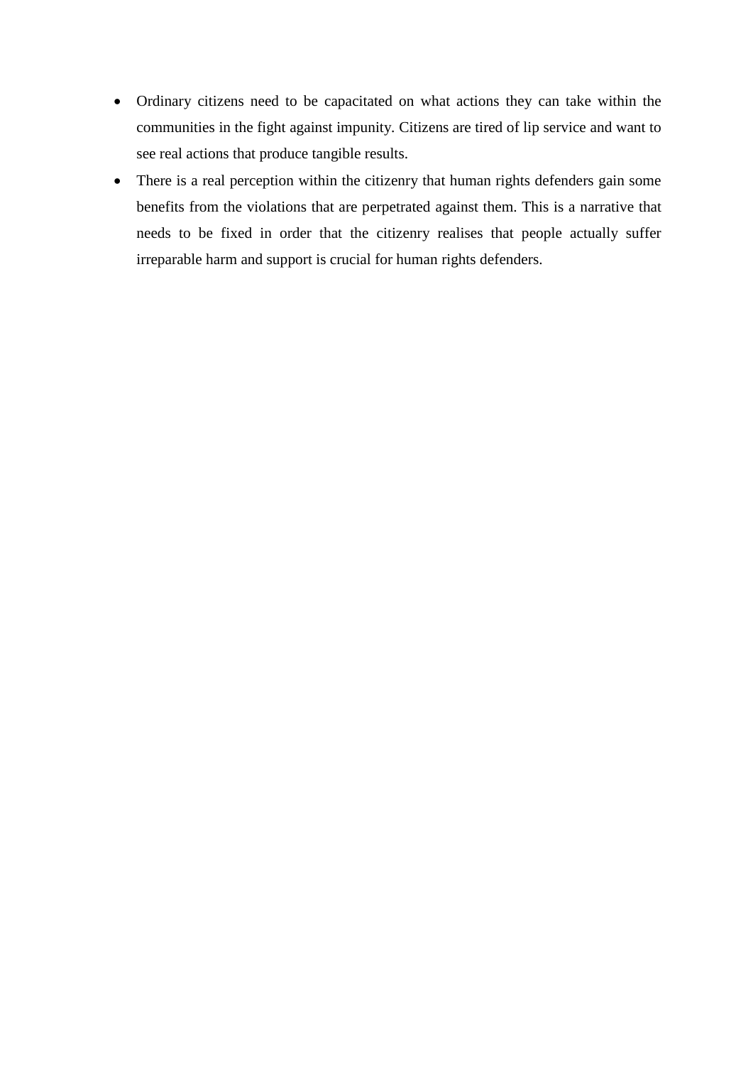- Ordinary citizens need to be capacitated on what actions they can take within the communities in the fight against impunity. Citizens are tired of lip service and want to see real actions that produce tangible results.
- There is a real perception within the citizenry that human rights defenders gain some benefits from the violations that are perpetrated against them. This is a narrative that needs to be fixed in order that the citizenry realises that people actually suffer irreparable harm and support is crucial for human rights defenders.